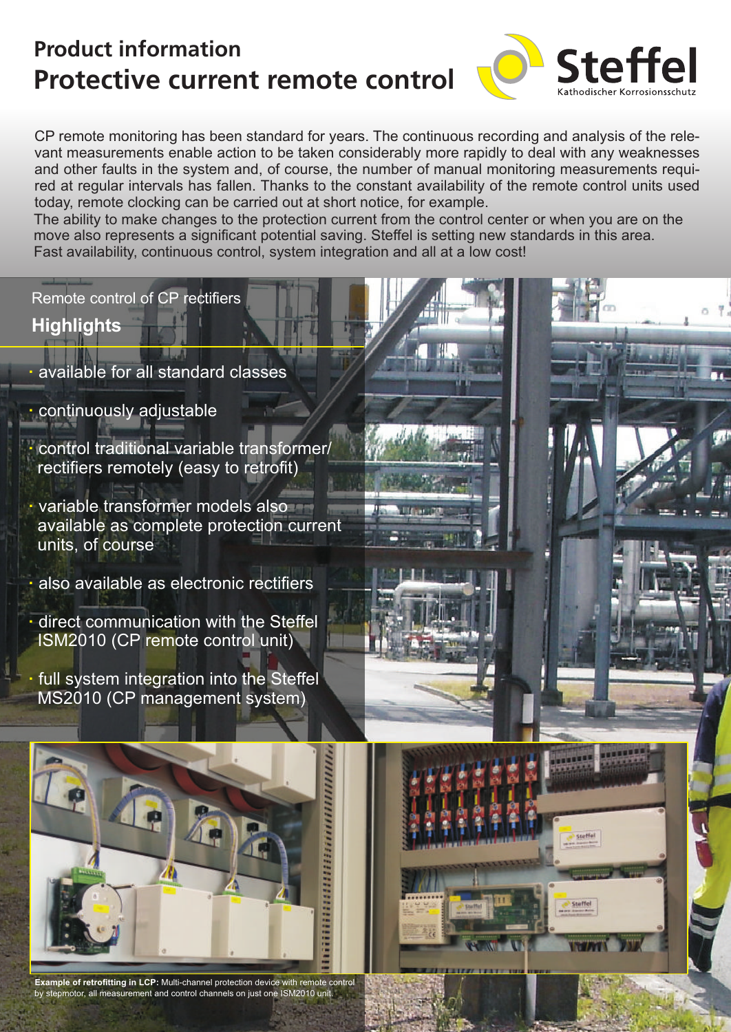# Product information
# Protective current remote control

CP remote monitoring has been standard for years. The continuous recording and analysis of the relevant measurements enable action to be taken considerably more rapidly to deal with any weaknesses and other faults in the system and, of course, the number of manual monitoring measurements required at regular intervals has fallen. Thanks to the constant availability of the remote control units used today, remote clocking can be carried out at short notice, for example.
The ability to make changes to the protection current from the control center or when you are on the move also represents a significant potential saving. Steffel is setting new standards in this area.
Fast availability, continuous control, system integration and all at a low cost!

Remote control of CP rectifiers

## Highlights

- available for all standard classes
- continuously adjustable
- control traditional variable transformer/ rectifiers remotely (easy to retrofit)
- variable transformer models also available as complete protection current units, of course
- also available as electronic rectifiers
- direct communication with the Steffel ISM2010 (CP remote control unit)
- full system integration into the Steffel MS2010 (CP management system)

**Example of retrofitting in LCP:** Multi-channel protection device with remote control by stepmotor, all measurement and control channels on just one ISM2010 unit.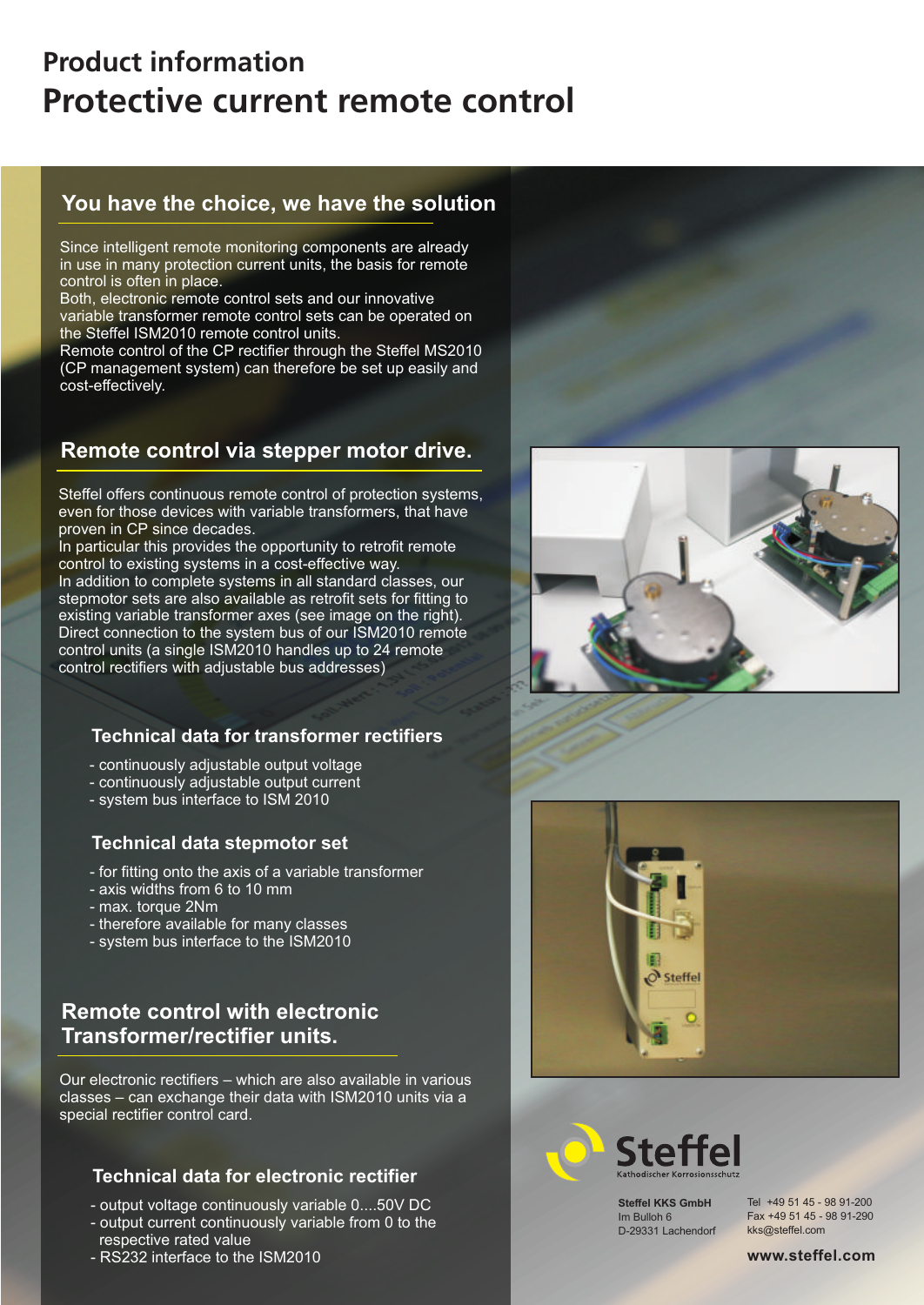# Product information
# Protective current remote control

## You have the choice, we have the solution

Since intelligent remote monitoring components are already in use in many protection current units, the basis for remote control is often in place.
Both, electronic remote control sets and our innovative variable transformer remote control sets can be operated on the Steffel ISM2010 remote control units.
Remote control of the CP rectifier through the Steffel MS2010 (CP management system) can therefore be set up easily and cost-effectively.

## Remote control via stepper motor drive.

Steffel offers continuous remote control of protection systems, even for those devices with variable transformers, that have proven in CP since decades.
In particular this provides the opportunity to retrofit remote control to existing systems in a cost-effective way.
In addition to complete systems in all standard classes, our stepmotor sets are also available as retrofit sets for fitting to existing variable transformer axes (see image on the right).
Direct connection to the system bus of our ISM2010 remote control units (a single ISM2010 handles up to 24 remote control rectifiers with adjustable bus addresses)

### Technical data for transformer rectifiers

- continuously adjustable output voltage
- continuously adjustable output current
- system bus interface to ISM 2010

### Technical data stepmotor set

- for fitting onto the axis of a variable transformer
- axis widths from 6 to 10 mm
- max. torque 2Nm
- therefore available for many classes
- system bus interface to the ISM2010

## Remote control with electronic Transformer/rectifier units.

Our electronic rectifiers – which are also available in various classes – can exchange their data with ISM2010 units via a special rectifier control card.

### Technical data for electronic rectifier

- output voltage continuously variable 0....50V DC
- output current continuously variable from 0 to the respective rated value
- RS232 interface to the ISM2010

Steffel
Kathodischer Korrosionsschutz

**Steffel KKS GmbH**
Im Bulloh 6
D-29331 Lachendorf

Tel +49 51 45 - 98 91-200
Fax +49 51 45 - 98 91-290
kks@steffel.com

**www.steffel.com**